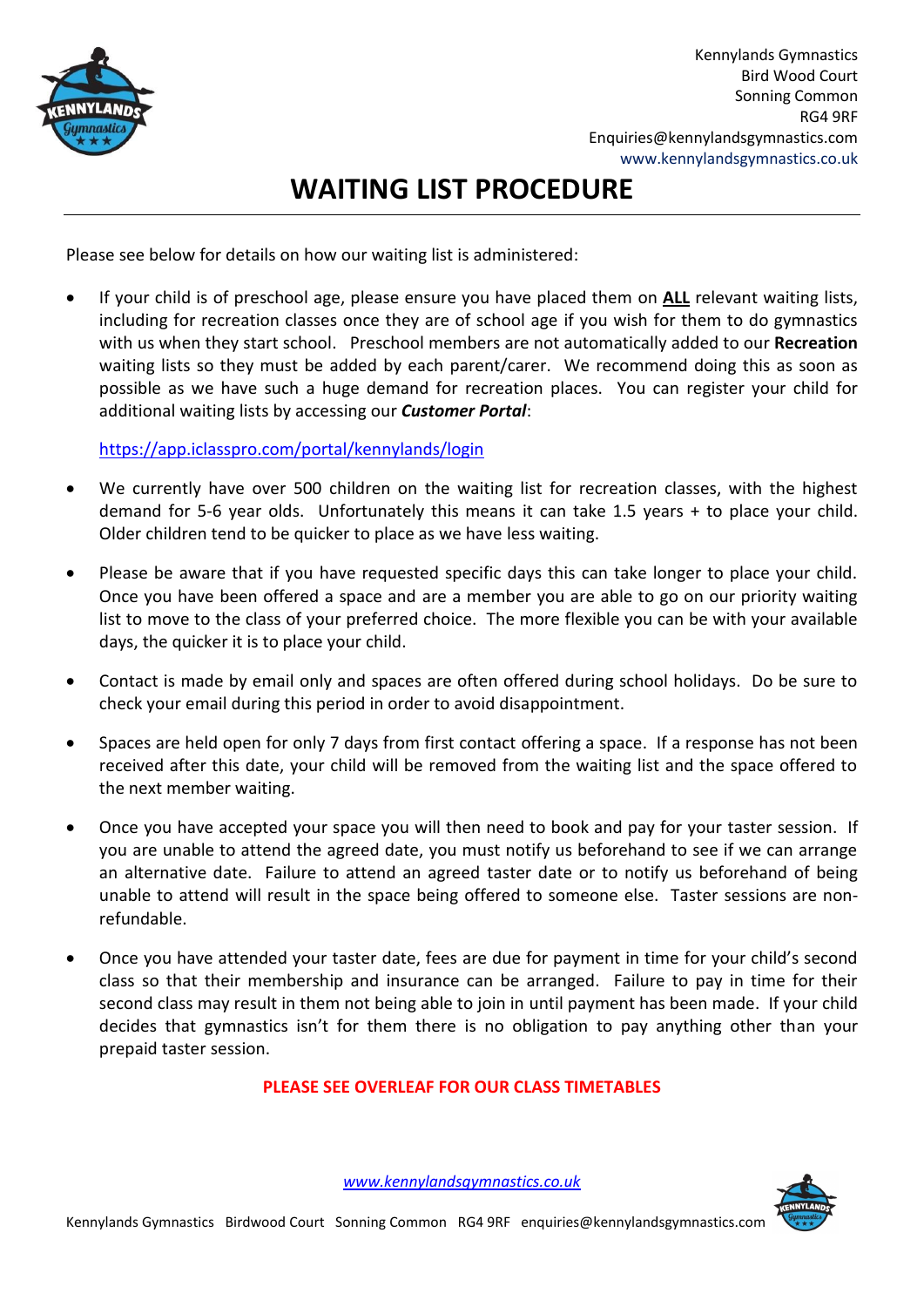Kennylands Gymnastics
Bird Wood Court
Sonning Common
RG4 9RF
Enquiries@kennylandsgymnastics.com
www.kennylandsgymnastics.co.uk

# WAITING LIST PROCEDURE

Please see below for details on how our waiting list is administered:

- If your child is of preschool age, please ensure you have placed them on **ALL** relevant waiting lists, including for recreation classes once they are of school age if you wish for them to do gymnastics with us when they start school. Preschool members are not automatically added to our **Recreation** waiting lists so they must be added by each parent/carer. We recommend doing this as soon as possible as we have such a huge demand for recreation places. You can register your child for additional waiting lists by accessing our ***Customer Portal***:

  https://app.iclasspro.com/portal/kennylands/login

- We currently have over 500 children on the waiting list for recreation classes, with the highest demand for 5-6 year olds. Unfortunately this means it can take 1.5 years + to place your child. Older children tend to be quicker to place as we have less waiting.

- Please be aware that if you have requested specific days this can take longer to place your child. Once you have been offered a space and are a member you are able to go on our priority waiting list to move to the class of your preferred choice. The more flexible you can be with your available days, the quicker it is to place your child.

- Contact is made by email only and spaces are often offered during school holidays. Do be sure to check your email during this period in order to avoid disappointment.

- Spaces are held open for only 7 days from first contact offering a space. If a response has not been received after this date, your child will be removed from the waiting list and the space offered to the next member waiting.

- Once you have accepted your space you will then need to book and pay for your taster session. If you are unable to attend the agreed date, you must notify us beforehand to see if we can arrange an alternative date. Failure to attend an agreed taster date or to notify us beforehand of being unable to attend will result in the space being offered to someone else. Taster sessions are non-refundable.

- Once you have attended your taster date, fees are due for payment in time for your child's second class so that their membership and insurance can be arranged. Failure to pay in time for their second class may result in them not being able to join in until payment has been made. If your child decides that gymnastics isn't for them there is no obligation to pay anything other than your prepaid taster session.

**PLEASE SEE OVERLEAF FOR OUR CLASS TIMETABLES**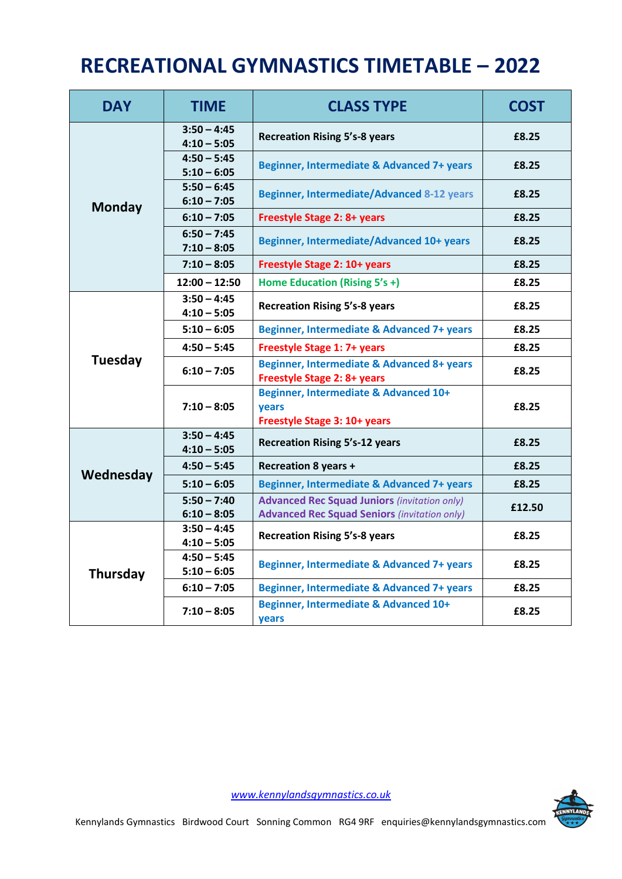# RECREATIONAL GYMNASTICS TIMETABLE – 2022

| DAY | TIME | CLASS TYPE | COST |
|---|---|---|---|
| Monday | 3:50 – 4:45<br>4:10 – 5:05 | Recreation Rising 5's-8 years | £8.25 |
| | 4:50 – 5:45<br>5:10 – 6:05 | Beginner, Intermediate & Advanced 7+ years | £8.25 |
| | 5:50 – 6:45<br>6:10 – 7:05 | Beginner, Intermediate/Advanced 8-12 years | £8.25 |
| | 6:10 – 7:05 | Freestyle Stage 2: 8+ years | £8.25 |
| | 6:50 – 7:45<br>7:10 – 8:05 | Beginner, Intermediate/Advanced 10+ years | £8.25 |
| | 7:10 – 8:05 | Freestyle Stage 2: 10+ years | £8.25 |
| | 12:00 – 12:50 | Home Education (Rising 5's +) | £8.25 |
| Tuesday | 3:50 – 4:45<br>4:10 – 5:05 | Recreation Rising 5's-8 years | £8.25 |
| | 5:10 – 6:05 | Beginner, Intermediate & Advanced 7+ years | £8.25 |
| | 4:50 – 5:45 | Freestyle Stage 1: 7+ years | £8.25 |
| | 6:10 – 7:05 | Beginner, Intermediate & Advanced 8+ years<br>Freestyle Stage 2: 8+ years | £8.25 |
| | 7:10 – 8:05 | Beginner, Intermediate & Advanced 10+ years<br>Freestyle Stage 3: 10+ years | £8.25 |
| Wednesday | 3:50 – 4:45<br>4:10 – 5:05 | Recreation Rising 5's-12 years | £8.25 |
| | 4:50 – 5:45 | Recreation 8 years + | £8.25 |
| | 5:10 – 6:05 | Beginner, Intermediate & Advanced 7+ years | £8.25 |
| | 5:50 – 7:40<br>6:10 – 8:05 | Advanced Rec Squad Juniors *(invitation only)*<br>Advanced Rec Squad Seniors *(invitation only)* | £12.50 |
| Thursday | 3:50 – 4:45<br>4:10 – 5:05 | Recreation Rising 5's-8 years | £8.25 |
| | 4:50 – 5:45<br>5:10 – 6:05 | Beginner, Intermediate & Advanced 7+ years | £8.25 |
| | 6:10 – 7:05 | Beginner, Intermediate & Advanced 7+ years | £8.25 |
| | 7:10 – 8:05 | Beginner, Intermediate & Advanced 10+ years | £8.25 |

www.kennylandsgymnastics.co.uk

Kennylands Gymnastics Birdwood Court Sonning Common RG4 9RF enquiries@kennylandsgymnastics.com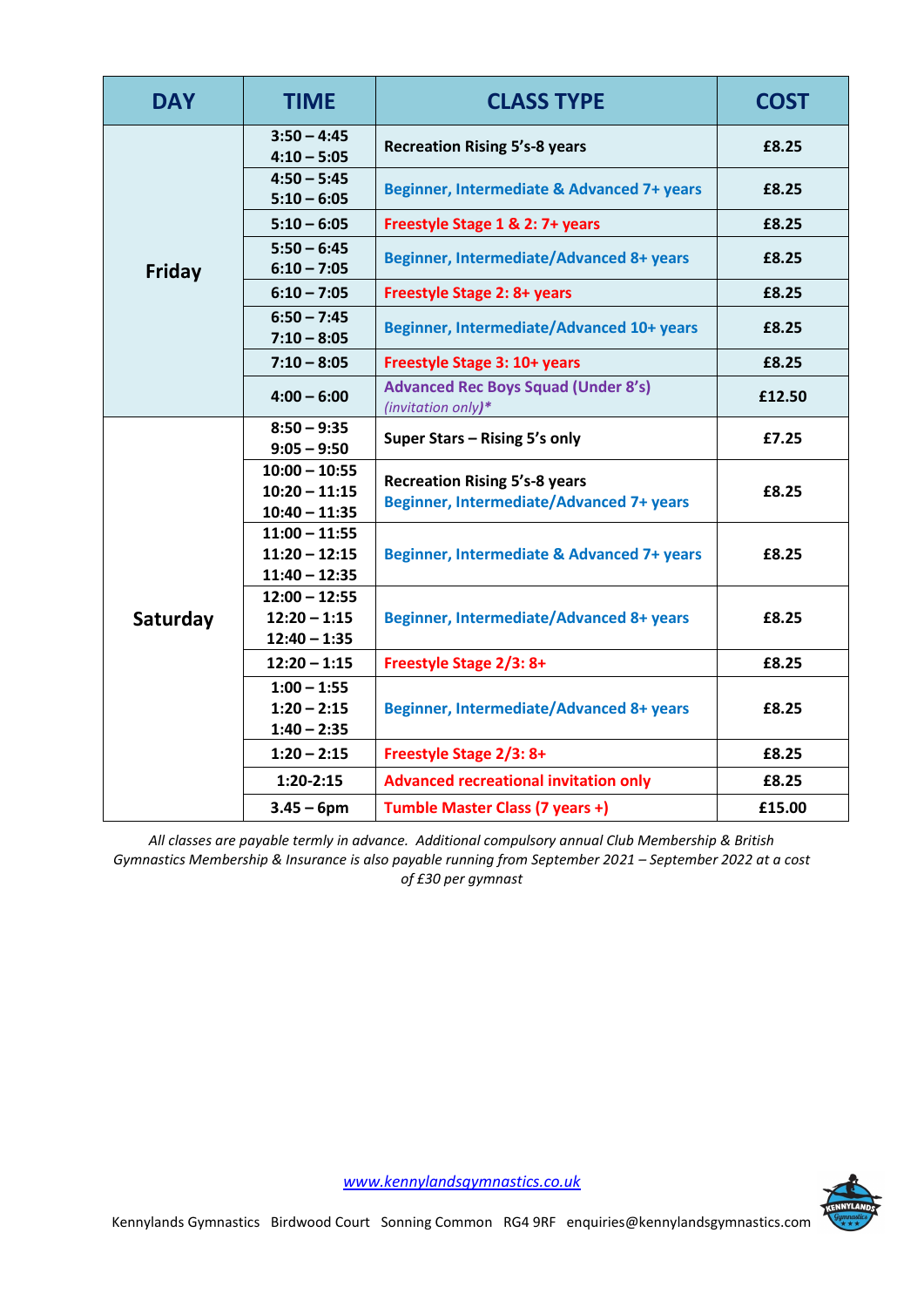| DAY | TIME | CLASS TYPE | COST |
|---|---|---|---|
| Friday | 3:50 – 4:45<br>4:10 – 5:05 | Recreation Rising 5's-8 years | £8.25 |
| | 4:50 – 5:45<br>5:10 – 6:05 | Beginner, Intermediate & Advanced 7+ years | £8.25 |
| | 5:10 – 6:05 | Freestyle Stage 1 & 2: 7+ years | £8.25 |
| | 5:50 – 6:45<br>6:10 – 7:05 | Beginner, Intermediate/Advanced 8+ years | £8.25 |
| | 6:10 – 7:05 | Freestyle Stage 2: 8+ years | £8.25 |
| | 6:50 – 7:45<br>7:10 – 8:05 | Beginner, Intermediate/Advanced 10+ years | £8.25 |
| | 7:10 – 8:05 | Freestyle Stage 3: 10+ years | £8.25 |
| | 4:00 – 6:00 | Advanced Rec Boys Squad (Under 8's)<br>*(invitation only)** | £12.50 |
| Saturday | 8:50 – 9:35<br>9:05 – 9:50 | Super Stars – Rising 5's only | £7.25 |
| | 10:00 – 10:55<br>10:20 – 11:15<br>10:40 – 11:35 | Recreation Rising 5's-8 years<br>Beginner, Intermediate/Advanced 7+ years | £8.25 |
| | 11:00 – 11:55<br>11:20 – 12:15<br>11:40 – 12:35 | Beginner, Intermediate & Advanced 7+ years | £8.25 |
| | 12:00 – 12:55<br>12:20 – 1:15<br>12:40 – 1:35 | Beginner, Intermediate/Advanced 8+ years | £8.25 |
| | 12:20 – 1:15 | Freestyle Stage 2/3: 8+ | £8.25 |
| | 1:00 – 1:55<br>1:20 – 2:15<br>1:40 – 2:35 | Beginner, Intermediate/Advanced 8+ years | £8.25 |
| | 1:20 – 2:15 | Freestyle Stage 2/3: 8+ | £8.25 |
| | 1:20-2:15 | Advanced recreational invitation only | £8.25 |
| | 3.45 – 6pm | Tumble Master Class (7 years +) | £15.00 |

*All classes are payable termly in advance. Additional compulsory annual Club Membership & British Gymnastics Membership & Insurance is also payable running from September 2021 – September 2022 at a cost of £30 per gymnast*

www.kennylandsgymnastics.co.uk

Kennylands Gymnastics Birdwood Court Sonning Common RG4 9RF enquiries@kennylandsgymnastics.com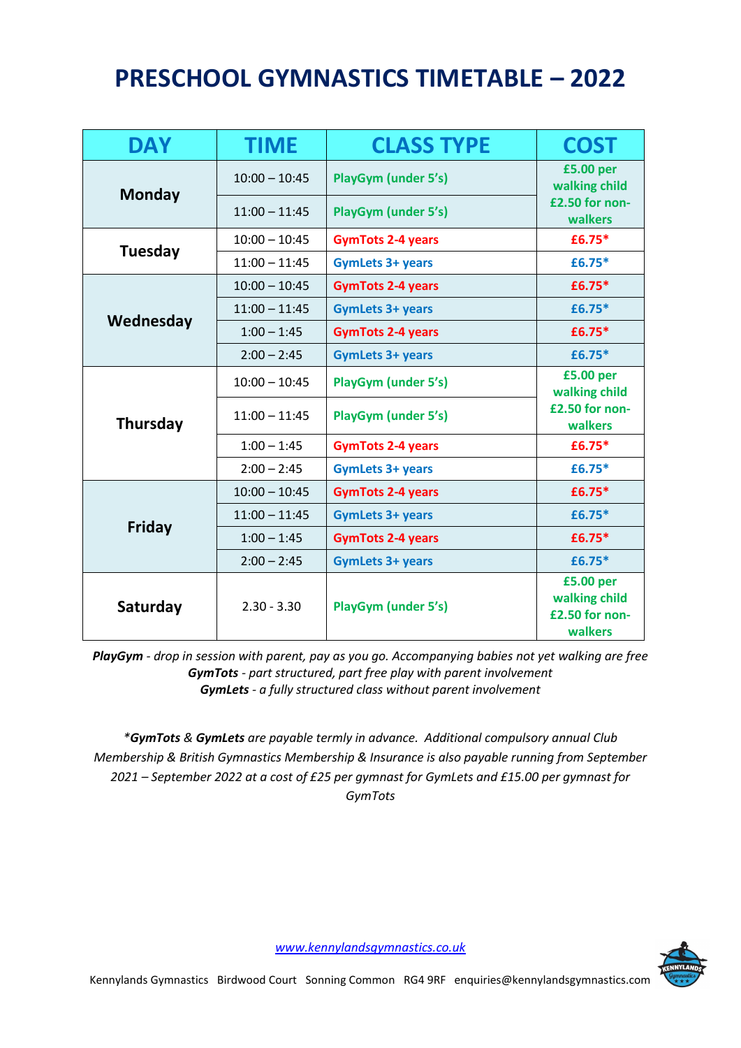# PRESCHOOL GYMNASTICS TIMETABLE – 2022

| DAY | TIME | CLASS TYPE | COST |
|---|---|---|---|
| Monday | 10:00 – 10:45 | PlayGym (under 5's) | £5.00 per walking child £2.50 for non-walkers |
| | 11:00 – 11:45 | PlayGym (under 5's) | |
| Tuesday | 10:00 – 10:45 | GymTots 2-4 years | £6.75* |
| | 11:00 – 11:45 | GymLets 3+ years | £6.75* |
| Wednesday | 10:00 – 10:45 | GymTots 2-4 years | £6.75* |
| | 11:00 – 11:45 | GymLets 3+ years | £6.75* |
| | 1:00 – 1:45 | GymTots 2-4 years | £6.75* |
| | 2:00 – 2:45 | GymLets 3+ years | £6.75* |
| Thursday | 10:00 – 10:45 | PlayGym (under 5's) | £5.00 per walking child £2.50 for non-walkers |
| | 11:00 – 11:45 | PlayGym (under 5's) | |
| | 1:00 – 1:45 | GymTots 2-4 years | £6.75* |
| | 2:00 – 2:45 | GymLets 3+ years | £6.75* |
| Friday | 10:00 – 10:45 | GymTots 2-4 years | £6.75* |
| | 11:00 – 11:45 | GymLets 3+ years | £6.75* |
| | 1:00 – 1:45 | GymTots 2-4 years | £6.75* |
| | 2:00 – 2:45 | GymLets 3+ years | £6.75* |
| Saturday | 2.30 - 3.30 | PlayGym (under 5's) | £5.00 per walking child £2.50 for non-walkers |

***PlayGym*** *- drop in session with parent, pay as you go. Accompanying babies not yet walking are free*
***GymTots*** *- part structured, part free play with parent involvement*
***GymLets*** *- a fully structured class without parent involvement*

*\*__GymTots__ & __GymLets__ are payable termly in advance. Additional compulsory annual Club Membership & British Gymnastics Membership & Insurance is also payable running from September 2021 – September 2022 at a cost of £25 per gymnast for GymLets and £15.00 per gymnast for GymTots*

www.kennylandsgymnastics.co.uk

Kennylands Gymnastics Birdwood Court Sonning Common RG4 9RF enquiries@kennylandsgymnastics.com